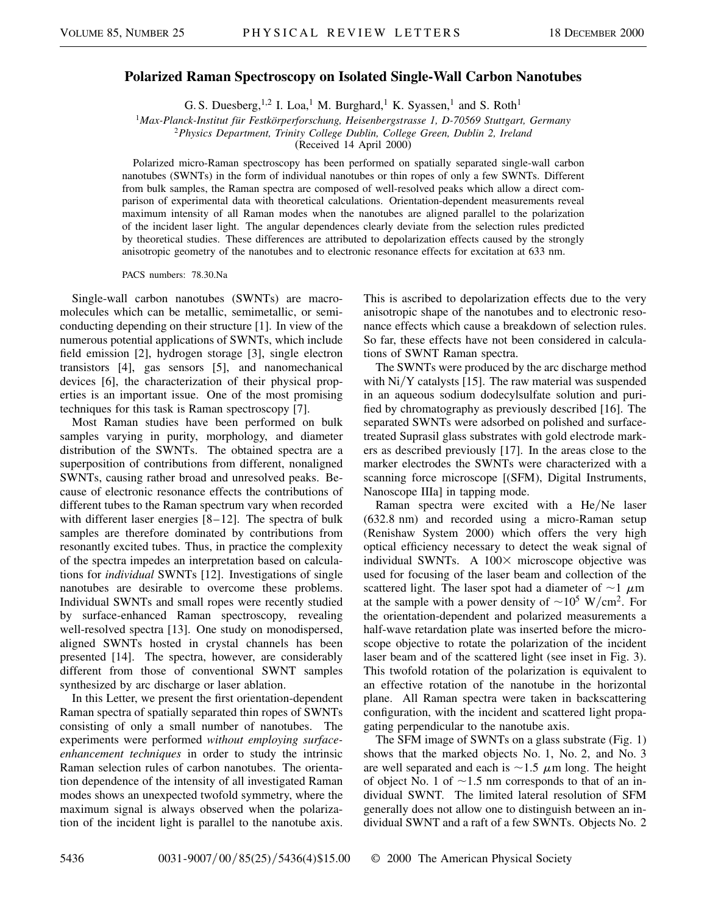# Polarized Raman Spectroscopy on Isolated Single-Wall Carbon Nanotubes

G. S. Duesberg,[1,2] I. Loa,[1] M. Burghard,[1] K. Syassen,[1] and S. Roth[1]

[1]*Max-Planck-Institut für Festkörperforschung, Heisenbergstrasse 1, D-70569 Stuttgart, Germany*
[2]*Physics Department, Trinity College Dublin, College Green, Dublin 2, Ireland*
(Received 14 April 2000)

Polarized micro-Raman spectroscopy has been performed on spatially separated single-wall carbon nanotubes (SWNTs) in the form of individual nanotubes or thin ropes of only a few SWNTs. Different from bulk samples, the Raman spectra are composed of well-resolved peaks which allow a direct comparison of experimental data with theoretical calculations. Orientation-dependent measurements reveal maximum intensity of all Raman modes when the nanotubes are aligned parallel to the polarization of the incident laser light. The angular dependences clearly deviate from the selection rules predicted by theoretical studies. These differences are attributed to depolarization effects caused by the strongly anisotropic geometry of the nanotubes and to electronic resonance effects for excitation at 633 nm.

PACS numbers: 78.30.Na

Single-wall carbon nanotubes (SWNTs) are macromolecules which can be metallic, semimetallic, or semiconducting depending on their structure [1]. In view of the numerous potential applications of SWNTs, which include field emission [2], hydrogen storage [3], single electron transistors [4], gas sensors [5], and nanomechanical devices [6], the characterization of their physical properties is an important issue. One of the most promising techniques for this task is Raman spectroscopy [7].

Most Raman studies have been performed on bulk samples varying in purity, morphology, and diameter distribution of the SWNTs. The obtained spectra are a superposition of contributions from different, nonaligned SWNTs, causing rather broad and unresolved peaks. Because of electronic resonance effects the contributions of different tubes to the Raman spectrum vary when recorded with different laser energies [8–12]. The spectra of bulk samples are therefore dominated by contributions from resonantly excited tubes. Thus, in practice the complexity of the spectra impedes an interpretation based on calculations for *individual* SWNTs [12]. Investigations of single nanotubes are desirable to overcome these problems. Individual SWNTs and small ropes were recently studied by surface-enhanced Raman spectroscopy, revealing well-resolved spectra [13]. One study on monodispersed, aligned SWNTs hosted in crystal channels has been presented [14]. The spectra, however, are considerably different from those of conventional SWNT samples synthesized by arc discharge or laser ablation.

In this Letter, we present the first orientation-dependent Raman spectra of spatially separated thin ropes of SWNTs consisting of only a small number of nanotubes. The experiments were performed *without employing surface-enhancement techniques* in order to study the intrinsic Raman selection rules of carbon nanotubes. The orientation dependence of the intensity of all investigated Raman modes shows an unexpected twofold symmetry, where the maximum signal is always observed when the polarization of the incident light is parallel to the nanotube axis. This is ascribed to depolarization effects due to the very anisotropic shape of the nanotubes and to electronic resonance effects which cause a breakdown of selection rules. So far, these effects have not been considered in calculations of SWNT Raman spectra.

The SWNTs were produced by the arc discharge method with Ni/Y catalysts [15]. The raw material was suspended in an aqueous sodium dodecylsulfate solution and purified by chromatography as previously described [16]. The separated SWNTs were adsorbed on polished and surface-treated Suprasil glass substrates with gold electrode markers as described previously [17]. In the areas close to the marker electrodes the SWNTs were characterized with a scanning force microscope [(SFM), Digital Instruments, Nanoscope IIIa] in tapping mode.

Raman spectra were excited with a He/Ne laser (632.8 nm) and recorded using a micro-Raman setup (Renishaw System 2000) which offers the very high optical efficiency necessary to detect the weak signal of individual SWNTs. A 100× microscope objective was used for focusing of the laser beam and collection of the scattered light. The laser spot had a diameter of $\sim 1\ \mu$m at the sample with a power density of $\sim 10^5\ \mathrm{W/cm^2}$. For the orientation-dependent and polarized measurements a half-wave retardation plate was inserted before the microscope objective to rotate the polarization of the incident laser beam and of the scattered light (see inset in Fig. 3). This twofold rotation of the polarization is equivalent to an effective rotation of the nanotube in the horizontal plane. All Raman spectra were taken in backscattering configuration, with the incident and scattered light propagating perpendicular to the nanotube axis.

The SFM image of SWNTs on a glass substrate (Fig. 1) shows that the marked objects No. 1, No. 2, and No. 3 are well separated and each is $\sim 1.5\ \mu$m long. The height of object No. 1 of $\sim 1.5$ nm corresponds to that of an individual SWNT. The limited lateral resolution of SFM generally does not allow one to distinguish between an individual SWNT and a raft of a few SWNTs. Objects No. 2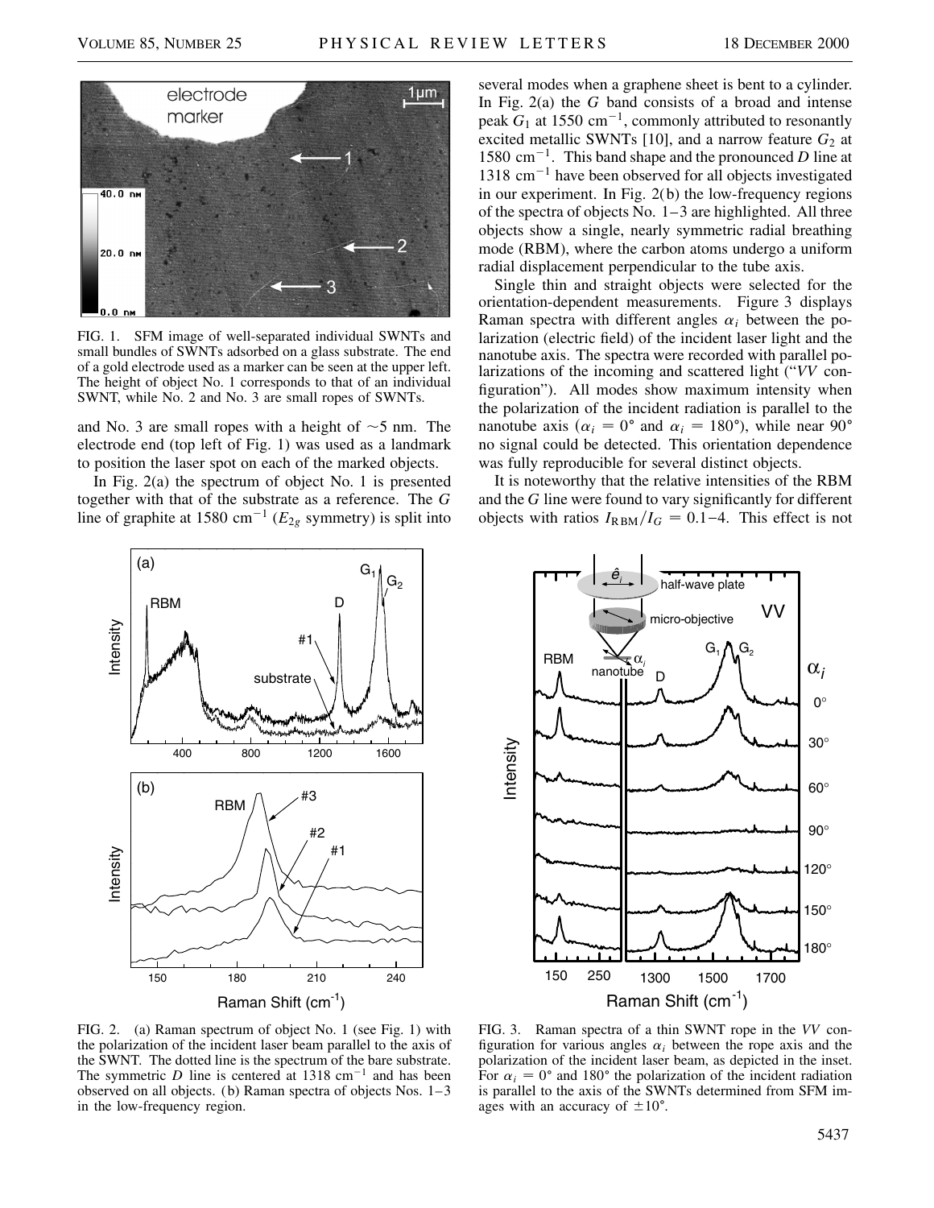FIG. 1. SFM image of well-separated individual SWNTs and small bundles of SWNTs adsorbed on a glass substrate. The end of a gold electrode used as a marker can be seen at the upper left. The height of object No. 1 corresponds to that of an individual SWNT, while No. 2 and No. 3 are small ropes of SWNTs.

and No. 3 are small ropes with a height of ~5 nm. The electrode end (top left of Fig. 1) was used as a landmark to position the laser spot on each of the marked objects.

In Fig. 2(a) the spectrum of object No. 1 is presented together with that of the substrate as a reference. The $G$ line of graphite at 1580 cm$^{-1}$ ($E_{2g}$ symmetry) is split into several modes when a graphene sheet is bent to a cylinder. In Fig. 2(a) the $G$ band consists of a broad and intense peak $G_1$ at 1550 cm$^{-1}$, commonly attributed to resonantly excited metallic SWNTs [10], and a narrow feature $G_2$ at 1580 cm$^{-1}$. This band shape and the pronounced $D$ line at 1318 cm$^{-1}$ have been observed for all objects investigated in our experiment. In Fig. 2(b) the low-frequency regions of the spectra of objects No. 1–3 are highlighted. All three objects show a single, nearly symmetric radial breathing mode (RBM), where the carbon atoms undergo a uniform radial displacement perpendicular to the tube axis.

Single thin and straight objects were selected for the orientation-dependent measurements. Figure 3 displays Raman spectra with different angles $\alpha_i$ between the polarization (electric field) of the incident laser light and the nanotube axis. The spectra were recorded with parallel polarizations of the incoming and scattered light ("*VV* configuration"). All modes show maximum intensity when the polarization of the incident radiation is parallel to the nanotube axis ($\alpha_i = 0°$ and $\alpha_i = 180°$), while near 90° no signal could be detected. This orientation dependence was fully reproducible for several distinct objects.

It is noteworthy that the relative intensities of the RBM and the $G$ line were found to vary significantly for different objects with ratios $I_{\text{RBM}}/I_G = 0.1$–4. This effect is not

FIG. 2. (a) Raman spectrum of object No. 1 (see Fig. 1) with the polarization of the incident laser beam parallel to the axis of the SWNT. The dotted line is the spectrum of the bare substrate. The symmetric $D$ line is centered at 1318 cm$^{-1}$ and has been observed on all objects. (b) Raman spectra of objects Nos. 1–3 in the low-frequency region.

FIG. 3. Raman spectra of a thin SWNT rope in the *VV* configuration for various angles $\alpha_i$ between the rope axis and the polarization of the incident laser beam, as depicted in the inset. For $\alpha_i = 0°$ and 180° the polarization of the incident radiation is parallel to the axis of the SWNTs determined from SFM images with an accuracy of ±10°.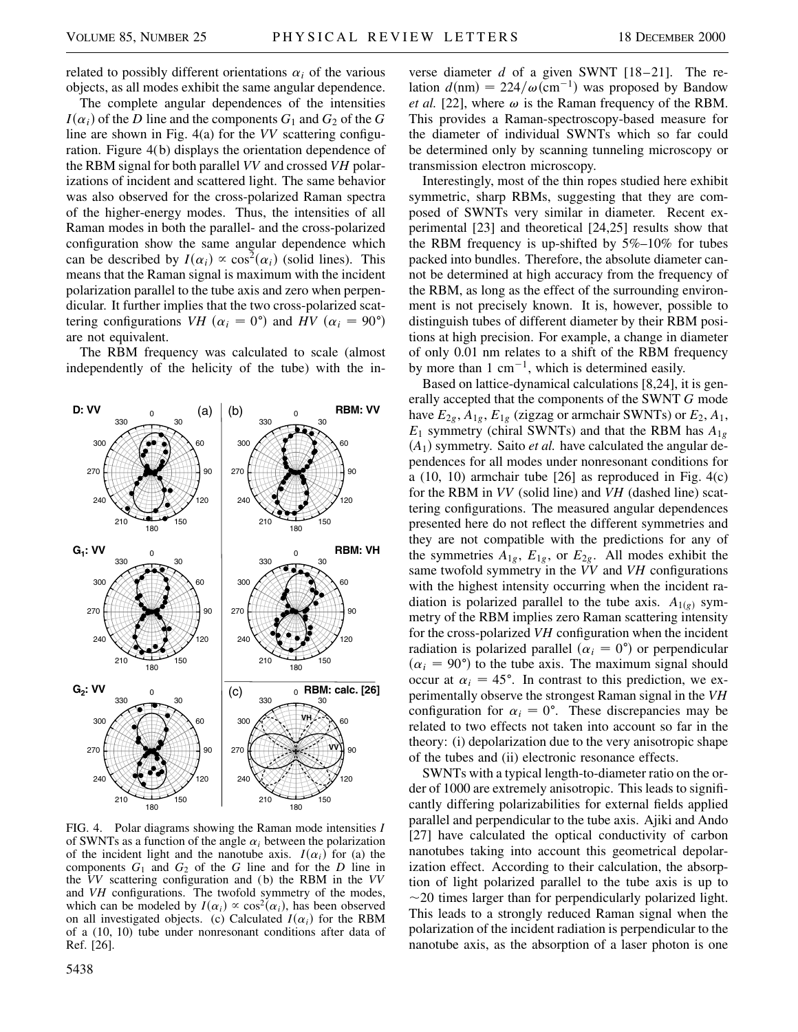related to possibly different orientations $\alpha_i$ of the various objects, as all modes exhibit the same angular dependence.

The complete angular dependences of the intensities $I(\alpha_i)$ of the $D$ line and the components $G_1$ and $G_2$ of the $G$ line are shown in Fig. 4(a) for the $VV$ scattering configuration. Figure 4(b) displays the orientation dependence of the RBM signal for both parallel $VV$ and crossed $VH$ polarizations of incident and scattered light. The same behavior was also observed for the cross-polarized Raman spectra of the higher-energy modes. Thus, the intensities of all Raman modes in both the parallel- and the cross-polarized configuration show the same angular dependence which can be described by $I(\alpha_i) \propto \cos^2(\alpha_i)$ (solid lines). This means that the Raman signal is maximum with the incident polarization parallel to the tube axis and zero when perpendicular. It further implies that the two cross-polarized scattering configurations $VH$ ($\alpha_i = 0°$) and $HV$ ($\alpha_i = 90°$) are not equivalent.

The RBM frequency was calculated to scale (almost independently of the helicity of the tube) with the inverse diameter $d$ of a given SWNT [18–21]. The relation $d(\text{nm}) = 224/\omega(\text{cm}^{-1})$ was proposed by Bandow *et al.* [22], where $\omega$ is the Raman frequency of the RBM. This provides a Raman-spectroscopy-based measure for the diameter of individual SWNTs which so far could be determined only by scanning tunneling microscopy or transmission electron microscopy.

Interestingly, most of the thin ropes studied here exhibit symmetric, sharp RBMs, suggesting that they are composed of SWNTs very similar in diameter. Recent experimental [23] and theoretical [24,25] results show that the RBM frequency is up-shifted by 5%–10% for tubes packed into bundles. Therefore, the absolute diameter cannot be determined at high accuracy from the frequency of the RBM, as long as the effect of the surrounding environment is not precisely known. It is, however, possible to distinguish tubes of different diameter by their RBM positions at high precision. For example, a change in diameter of only 0.01 nm relates to a shift of the RBM frequency by more than 1 $\text{cm}^{-1}$, which is determined easily.

Based on lattice-dynamical calculations [8,24], it is generally accepted that the components of the SWNT $G$ mode have $E_{2g}$, $A_{1g}$, $E_{1g}$ (zigzag or armchair SWNTs) or $E_2$, $A_1$, $E_1$ symmetry (chiral SWNTs) and that the RBM has $A_{1g}$ ($A_1$) symmetry. Saito *et al.* have calculated the angular dependences for all modes under nonresonant conditions for a (10, 10) armchair tube [26] as reproduced in Fig. 4(c) for the RBM in $VV$ (solid line) and $VH$ (dashed line) scattering configurations. The measured angular dependences presented here do not reflect the different symmetries and they are not compatible with the predictions for any of the symmetries $A_{1g}$, $E_{1g}$, or $E_{2g}$. All modes exhibit the same twofold symmetry in the $VV$ and $VH$ configurations with the highest intensity occurring when the incident radiation is polarized parallel to the tube axis. $A_{1(g)}$ symmetry of the RBM implies zero Raman scattering intensity for the cross-polarized $VH$ configuration when the incident radiation is polarized parallel ($\alpha_i = 0°$) or perpendicular ($\alpha_i = 90°$) to the tube axis. The maximum signal should occur at $\alpha_i = 45°$. In contrast to this prediction, we experimentally observe the strongest Raman signal in the $VH$ configuration for $\alpha_i = 0°$. These discrepancies may be related to two effects not taken into account so far in the theory: (i) depolarization due to the very anisotropic shape of the tubes and (ii) electronic resonance effects.

SWNTs with a typical length-to-diameter ratio on the order of 1000 are extremely anisotropic. This leads to significantly differing polarizabilities for external fields applied parallel and perpendicular to the tube axis. Ajiki and Ando [27] have calculated the optical conductivity of carbon nanotubes taking into account this geometrical depolarization effect. According to their calculation, the absorption of light polarized parallel to the tube axis is up to ~20 times larger than for perpendicularly polarized light. This leads to a strongly reduced Raman signal when the polarization of the incident radiation is perpendicular to the nanotube axis, as the absorption of a laser photon is one

FIG. 4. Polar diagrams showing the Raman mode intensities $I$ of SWNTs as a function of the angle $\alpha_i$ between the polarization of the incident light and the nanotube axis. $I(\alpha_i)$ for (a) the components $G_1$ and $G_2$ of the $G$ line and for the $D$ line in the $VV$ scattering configuration and (b) the RBM in the $VV$ and $VH$ configurations. The twofold symmetry of the modes, which can be modeled by $I(\alpha_i) \propto \cos^2(\alpha_i)$, has been observed on all investigated objects. (c) Calculated $I(\alpha_i)$ for the RBM of a (10, 10) tube under nonresonant conditions after data of Ref. [26].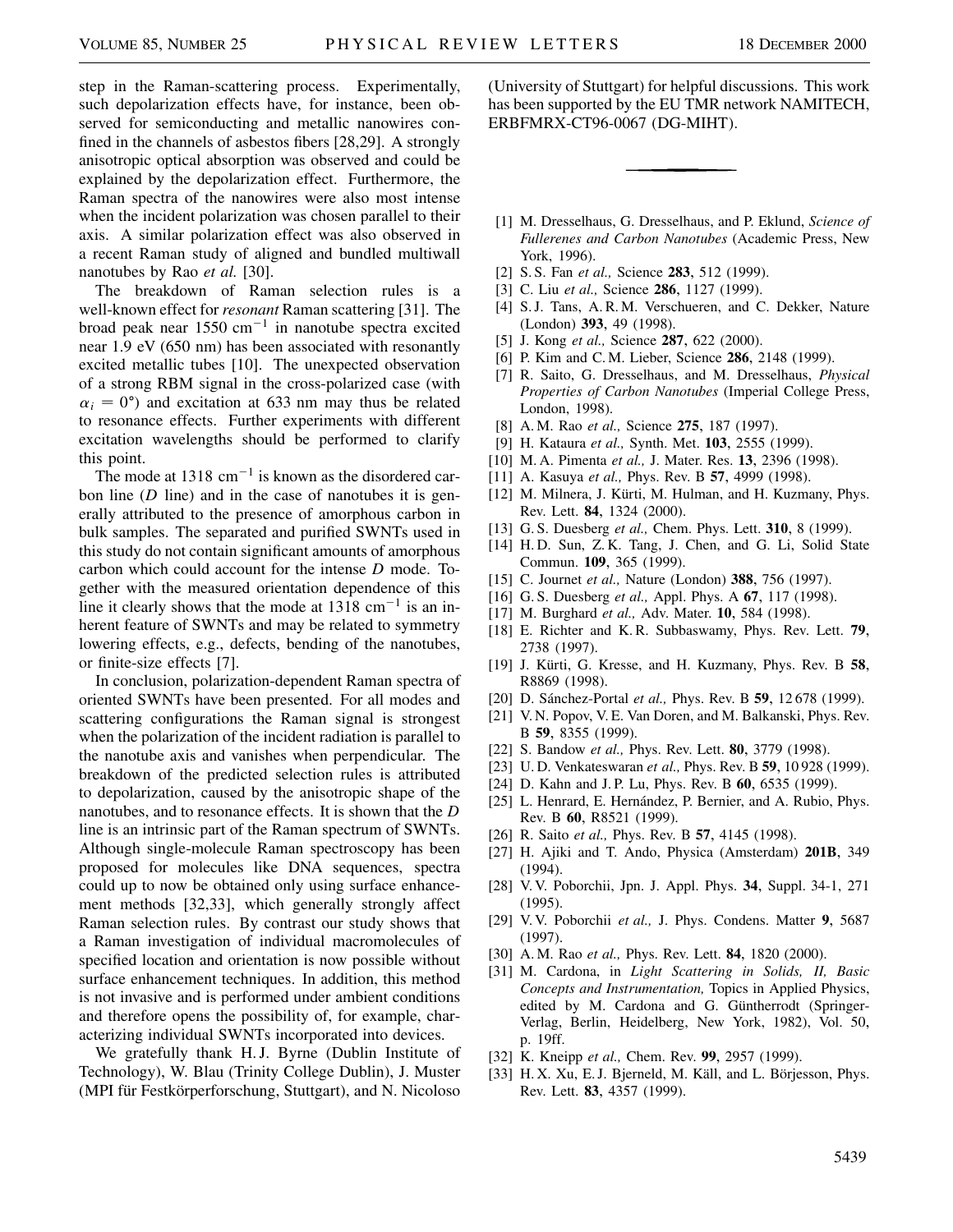step in the Raman-scattering process. Experimentally, such depolarization effects have, for instance, been observed for semiconducting and metallic nanowires confined in the channels of asbestos fibers [28,29]. A strongly anisotropic optical absorption was observed and could be explained by the depolarization effect. Furthermore, the Raman spectra of the nanowires were also most intense when the incident polarization was chosen parallel to their axis. A similar polarization effect was also observed in a recent Raman study of aligned and bundled multiwall nanotubes by Rao *et al.* [30].

The breakdown of Raman selection rules is a well-known effect for *resonant* Raman scattering [31]. The broad peak near 1550 $\text{cm}^{-1}$ in nanotube spectra excited near 1.9 eV (650 nm) has been associated with resonantly excited metallic tubes [10]. The unexpected observation of a strong RBM signal in the cross-polarized case (with $\alpha_i = 0°$) and excitation at 633 nm may thus be related to resonance effects. Further experiments with different excitation wavelengths should be performed to clarify this point.

The mode at 1318 $\text{cm}^{-1}$ is known as the disordered carbon line (*D* line) and in the case of nanotubes it is generally attributed to the presence of amorphous carbon in bulk samples. The separated and purified SWNTs used in this study do not contain significant amounts of amorphous carbon which could account for the intense *D* mode. Together with the measured orientation dependence of this line it clearly shows that the mode at 1318 $\text{cm}^{-1}$ is an inherent feature of SWNTs and may be related to symmetry lowering effects, e.g., defects, bending of the nanotubes, or finite-size effects [7].

In conclusion, polarization-dependent Raman spectra of oriented SWNTs have been presented. For all modes and scattering configurations the Raman signal is strongest when the polarization of the incident radiation is parallel to the nanotube axis and vanishes when perpendicular. The breakdown of the predicted selection rules is attributed to depolarization, caused by the anisotropic shape of the nanotubes, and to resonance effects. It is shown that the *D* line is an intrinsic part of the Raman spectrum of SWNTs. Although single-molecule Raman spectroscopy has been proposed for molecules like DNA sequences, spectra could up to now be obtained only using surface enhancement methods [32,33], which generally strongly affect Raman selection rules. By contrast our study shows that a Raman investigation of individual macromolecules of specified location and orientation is now possible without surface enhancement techniques. In addition, this method is not invasive and is performed under ambient conditions and therefore opens the possibility of, for example, characterizing individual SWNTs incorporated into devices.

We gratefully thank H. J. Byrne (Dublin Institute of Technology), W. Blau (Trinity College Dublin), J. Muster (MPI für Festkörperforschung, Stuttgart), and N. Nicoloso (University of Stuttgart) for helpful discussions. This work has been supported by the EU TMR network NAMITECH, ERBFMRX-CT96-0067 (DG-MIHT).

---

[1] M. Dresselhaus, G. Dresselhaus, and P. Eklund, *Science of Fullerenes and Carbon Nanotubes* (Academic Press, New York, 1996).

[2] S. S. Fan *et al.,* Science **283**, 512 (1999).

[3] C. Liu *et al.,* Science **286**, 1127 (1999).

[4] S. J. Tans, A. R. M. Verschueren, and C. Dekker, Nature (London) **393**, 49 (1998).

[5] J. Kong *et al.,* Science **287**, 622 (2000).

[6] P. Kim and C. M. Lieber, Science **286**, 2148 (1999).

[7] R. Saito, G. Dresselhaus, and M. Dresselhaus, *Physical Properties of Carbon Nanotubes* (Imperial College Press, London, 1998).

[8] A. M. Rao *et al.,* Science **275**, 187 (1997).

[9] H. Kataura *et al.,* Synth. Met. **103**, 2555 (1999).

[10] M. A. Pimenta *et al.,* J. Mater. Res. **13**, 2396 (1998).

[11] A. Kasuya *et al.,* Phys. Rev. B **57**, 4999 (1998).

[12] M. Milnera, J. Kürti, M. Hulman, and H. Kuzmany, Phys. Rev. Lett. **84**, 1324 (2000).

[13] G. S. Duesberg *et al.,* Chem. Phys. Lett. **310**, 8 (1999).

[14] H. D. Sun, Z. K. Tang, J. Chen, and G. Li, Solid State Commun. **109**, 365 (1999).

[15] C. Journet *et al.,* Nature (London) **388**, 756 (1997).

[16] G. S. Duesberg *et al.,* Appl. Phys. A **67**, 117 (1998).

[17] M. Burghard *et al.,* Adv. Mater. **10**, 584 (1998).

[18] E. Richter and K. R. Subbaswamy, Phys. Rev. Lett. **79**, 2738 (1997).

[19] J. Kürti, G. Kresse, and H. Kuzmany, Phys. Rev. B **58**, R8869 (1998).

[20] D. Sánchez-Portal *et al.,* Phys. Rev. B **59**, 12 678 (1999).

[21] V. N. Popov, V. E. Van Doren, and M. Balkanski, Phys. Rev. B **59**, 8355 (1999).

[22] S. Bandow *et al.,* Phys. Rev. Lett. **80**, 3779 (1998).

[23] U. D. Venkateswaran *et al.,* Phys. Rev. B **59**, 10 928 (1999).

[24] D. Kahn and J. P. Lu, Phys. Rev. B **60**, 6535 (1999).

[25] L. Henrard, E. Hernández, P. Bernier, and A. Rubio, Phys. Rev. B **60**, R8521 (1999).

[26] R. Saito *et al.,* Phys. Rev. B **57**, 4145 (1998).

[27] H. Ajiki and T. Ando, Physica (Amsterdam) **201B**, 349 (1994).

[28] V. V. Poborchii, Jpn. J. Appl. Phys. **34**, Suppl. 34-1, 271 (1995).

[29] V. V. Poborchii *et al.,* J. Phys. Condens. Matter **9**, 5687 (1997).

[30] A. M. Rao *et al.,* Phys. Rev. Lett. **84**, 1820 (2000).

[31] M. Cardona, in *Light Scattering in Solids, II, Basic Concepts and Instrumentation,* Topics in Applied Physics, edited by M. Cardona and G. Güntherrodt (Springer-Verlag, Berlin, Heidelberg, New York, 1982), Vol. 50, p. 19ff.

[32] K. Kneipp *et al.,* Chem. Rev. **99**, 2957 (1999).

[33] H. X. Xu, E. J. Bjerneld, M. Käll, and L. Börjesson, Phys. Rev. Lett. **83**, 4357 (1999).